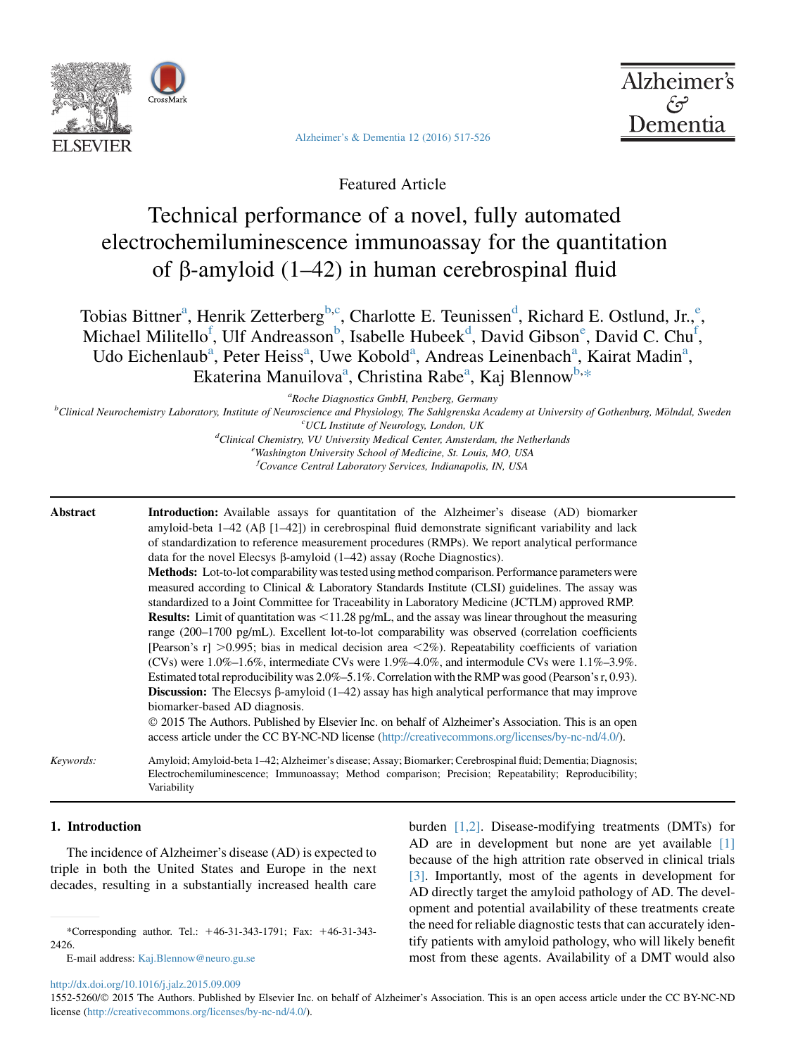Featured Article

# Technical performance of a novel, fully automated electrochemiluminescence immunoassay for the quantitation of β-amyloid (1–42) in human cerebrospinal fluid

Tobias Bittner[a], Henrik Zetterberg[b,c], Charlotte E. Teunissen[d], Richard E. Ostlund, Jr.,[e], Michael Militello[f], Ulf Andreasson[b], Isabelle Hubeek[d], David Gibson[e], David C. Chu[f], Udo Eichenlaub[a], Peter Heiss[a], Uwe Kobold[a], Andreas Leinenbach[a], Kairat Madin[a], Ekaterina Manuilova[a], Christina Rabe[a], Kaj Blennow[b,*]

[a]Roche Diagnostics GmbH, Penzberg, Germany

[b]Clinical Neurochemistry Laboratory, Institute of Neuroscience and Physiology, The Sahlgrenska Academy at University of Gothenburg, Mölndal, Sweden

[c]UCL Institute of Neurology, London, UK

[d]Clinical Chemistry, VU University Medical Center, Amsterdam, the Netherlands

[e]Washington University School of Medicine, St. Louis, MO, USA

[f]Covance Central Laboratory Services, Indianapolis, IN, USA

**Abstract**

**Introduction:** Available assays for quantitation of the Alzheimer's disease (AD) biomarker amyloid-beta 1–42 (Aβ [1–42]) in cerebrospinal fluid demonstrate significant variability and lack of standardization to reference measurement procedures (RMPs). We report analytical performance data for the novel Elecsys β-amyloid (1–42) assay (Roche Diagnostics).

**Methods:** Lot-to-lot comparability was tested using method comparison. Performance parameters were measured according to Clinical & Laboratory Standards Institute (CLSI) guidelines. The assay was standardized to a Joint Committee for Traceability in Laboratory Medicine (JCTLM) approved RMP.

**Results:** Limit of quantitation was <11.28 pg/mL, and the assay was linear throughout the measuring range (200–1700 pg/mL). Excellent lot-to-lot comparability was observed (correlation coefficients [Pearson's r] >0.995; bias in medical decision area <2%). Repeatability coefficients of variation (CVs) were 1.0%–1.6%, intermediate CVs were 1.9%–4.0%, and intermodule CVs were 1.1%–3.9%. Estimated total reproducibility was 2.0%–5.1%. Correlation with the RMP was good (Pearson's r, 0.93).

**Discussion:** The Elecsys β-amyloid (1–42) assay has high analytical performance that may improve biomarker-based AD diagnosis.

© 2015 The Authors. Published by Elsevier Inc. on behalf of Alzheimer's Association. This is an open access article under the CC BY-NC-ND license (http://creativecommons.org/licenses/by-nc-nd/4.0/).

*Keywords:* Amyloid; Amyloid-beta 1–42; Alzheimer's disease; Assay; Biomarker; Cerebrospinal fluid; Dementia; Diagnosis; Electrochemiluminescence; Immunoassay; Method comparison; Precision; Repeatability; Reproducibility; Variability

## 1. Introduction

The incidence of Alzheimer's disease (AD) is expected to triple in both the United States and Europe in the next decades, resulting in a substantially increased health care burden [1,2]. Disease-modifying treatments (DMTs) for AD are in development but none are yet available [1] because of the high attrition rate observed in clinical trials [3]. Importantly, most of the agents in development for AD directly target the amyloid pathology of AD. The development and potential availability of these treatments create the need for reliable diagnostic tests that can accurately identify patients with amyloid pathology, who will likely benefit most from these agents. Availability of a DMT would also

*Corresponding author. Tel.: +46-31-343-1791; Fax: +46-31-343-2426.

E-mail address: Kaj.Blennow@neuro.gu.se

http://dx.doi.org/10.1016/j.jalz.2015.09.009

1552-5260/© 2015 The Authors. Published by Elsevier Inc. on behalf of Alzheimer's Association. This is an open access article under the CC BY-NC-ND license (http://creativecommons.org/licenses/by-nc-nd/4.0/).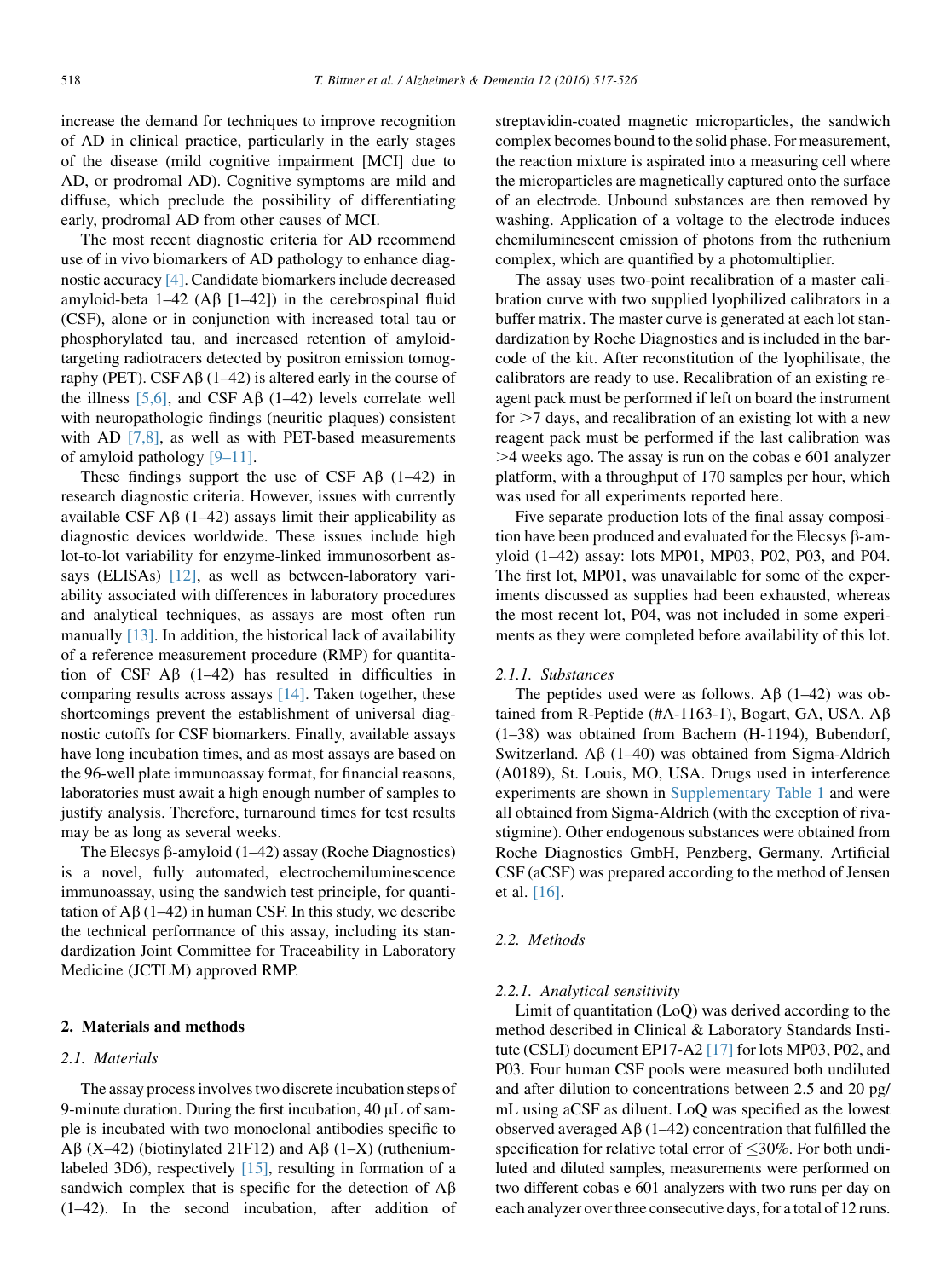increase the demand for techniques to improve recognition of AD in clinical practice, particularly in the early stages of the disease (mild cognitive impairment [MCI] due to AD, or prodromal AD). Cognitive symptoms are mild and diffuse, which preclude the possibility of differentiating early, prodromal AD from other causes of MCI.

The most recent diagnostic criteria for AD recommend use of in vivo biomarkers of AD pathology to enhance diagnostic accuracy [4]. Candidate biomarkers include decreased amyloid-beta 1–42 (Aβ [1–42]) in the cerebrospinal fluid (CSF), alone or in conjunction with increased total tau or phosphorylated tau, and increased retention of amyloid-targeting radiotracers detected by positron emission tomography (PET). CSF Aβ (1–42) is altered early in the course of the illness [5,6], and CSF Aβ (1–42) levels correlate well with neuropathologic findings (neuritic plaques) consistent with AD [7,8], as well as with PET-based measurements of amyloid pathology [9–11].

These findings support the use of CSF Aβ (1–42) in research diagnostic criteria. However, issues with currently available CSF Aβ (1–42) assays limit their applicability as diagnostic devices worldwide. These issues include high lot-to-lot variability for enzyme-linked immunosorbent assays (ELISAs) [12], as well as between-laboratory variability associated with differences in laboratory procedures and analytical techniques, as assays are most often run manually [13]. In addition, the historical lack of availability of a reference measurement procedure (RMP) for quantitation of CSF Aβ (1–42) has resulted in difficulties in comparing results across assays [14]. Taken together, these shortcomings prevent the establishment of universal diagnostic cutoffs for CSF biomarkers. Finally, available assays have long incubation times, and as most assays are based on the 96-well plate immunoassay format, for financial reasons, laboratories must await a high enough number of samples to justify analysis. Therefore, turnaround times for test results may be as long as several weeks.

The Elecsys β-amyloid (1–42) assay (Roche Diagnostics) is a novel, fully automated, electrochemiluminescence immunoassay, using the sandwich test principle, for quantitation of Aβ (1–42) in human CSF. In this study, we describe the technical performance of this assay, including its standardization Joint Committee for Traceability in Laboratory Medicine (JCTLM) approved RMP.

## 2. Materials and methods

### 2.1. Materials

The assay process involves two discrete incubation steps of 9-minute duration. During the first incubation, 40 μL of sample is incubated with two monoclonal antibodies specific to Aβ (X–42) (biotinylated 21F12) and Aβ (1–X) (ruthenium-labeled 3D6), respectively [15], resulting in formation of a sandwich complex that is specific for the detection of Aβ (1–42). In the second incubation, after addition of streptavidin-coated magnetic microparticles, the sandwich complex becomes bound to the solid phase. For measurement, the reaction mixture is aspirated into a measuring cell where the microparticles are magnetically captured onto the surface of an electrode. Unbound substances are then removed by washing. Application of a voltage to the electrode induces chemiluminescent emission of photons from the ruthenium complex, which are quantified by a photomultiplier.

The assay uses two-point recalibration of a master calibration curve with two supplied lyophilized calibrators in a buffer matrix. The master curve is generated at each lot standardization by Roche Diagnostics and is included in the barcode of the kit. After reconstitution of the lyophilisate, the calibrators are ready to use. Recalibration of an existing reagent pack must be performed if left on board the instrument for >7 days, and recalibration of an existing lot with a new reagent pack must be performed if the last calibration was >4 weeks ago. The assay is run on the cobas e 601 analyzer platform, with a throughput of 170 samples per hour, which was used for all experiments reported here.

Five separate production lots of the final assay composition have been produced and evaluated for the Elecsys β-amyloid (1–42) assay: lots MP01, MP03, P02, P03, and P04. The first lot, MP01, was unavailable for some of the experiments discussed as supplies had been exhausted, whereas the most recent lot, P04, was not included in some experiments as they were completed before availability of this lot.

#### 2.1.1. Substances

The peptides used were as follows. Aβ (1–42) was obtained from R-Peptide (#A-1163-1), Bogart, GA, USA. Aβ (1–38) was obtained from Bachem (H-1194), Bubendorf, Switzerland. Aβ (1–40) was obtained from Sigma-Aldrich (A0189), St. Louis, MO, USA. Drugs used in interference experiments are shown in Supplementary Table 1 and were all obtained from Sigma-Aldrich (with the exception of rivastigmine). Other endogenous substances were obtained from Roche Diagnostics GmbH, Penzberg, Germany. Artificial CSF (aCSF) was prepared according to the method of Jensen et al. [16].

### 2.2. Methods

#### 2.2.1. Analytical sensitivity

Limit of quantitation (LoQ) was derived according to the method described in Clinical & Laboratory Standards Institute (CSLI) document EP17-A2 [17] for lots MP03, P02, and P03. Four human CSF pools were measured both undiluted and after dilution to concentrations between 2.5 and 20 pg/mL using aCSF as diluent. LoQ was specified as the lowest observed averaged Aβ (1–42) concentration that fulfilled the specification for relative total error of ≤30%. For both undiluted and diluted samples, measurements were performed on two different cobas e 601 analyzers with two runs per day on each analyzer over three consecutive days, for a total of 12 runs.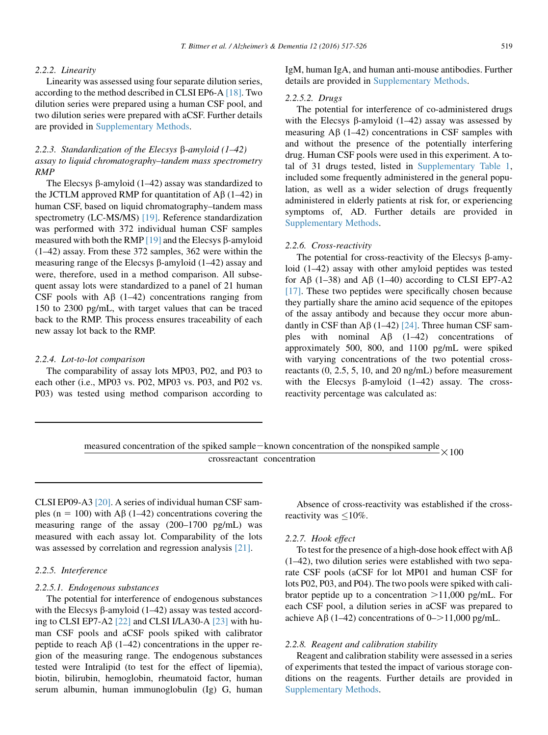#### 2.2.2. Linearity

Linearity was assessed using four separate dilution series, according to the method described in CLSI EP6-A [18]. Two dilution series were prepared using a human CSF pool, and two dilution series were prepared with aCSF. Further details are provided in Supplementary Methods.

#### 2.2.3. Standardization of the Elecsys β-amyloid (1–42) assay to liquid chromatography–tandem mass spectrometry RMP

The Elecsys β-amyloid (1–42) assay was standardized to the JCTLM approved RMP for quantitation of Aβ (1–42) in human CSF, based on liquid chromatography–tandem mass spectrometry (LC-MS/MS) [19]. Reference standardization was performed with 372 individual human CSF samples measured with both the RMP [19] and the Elecsys β-amyloid (1–42) assay. From these 372 samples, 362 were within the measuring range of the Elecsys β-amyloid (1–42) assay and were, therefore, used in a method comparison. All subsequent assay lots were standardized to a panel of 21 human CSF pools with Aβ (1–42) concentrations ranging from 150 to 2300 pg/mL, with target values that can be traced back to the RMP. This process ensures traceability of each new assay lot back to the RMP.

#### 2.2.4. Lot-to-lot comparison

The comparability of assay lots MP03, P02, and P03 to each other (i.e., MP03 vs. P02, MP03 vs. P03, and P02 vs. P03) was tested using method comparison according to CLSI EP09-A3 [20]. A series of individual human CSF samples ($n = 100$) with Aβ (1–42) concentrations covering the measuring range of the assay (200–1700 pg/mL) was measured with each assay lot. Comparability of the lots was assessed by correlation and regression analysis [21].

#### 2.2.5. Interference

##### 2.2.5.1. Endogenous substances

The potential for interference of endogenous substances with the Elecsys β-amyloid (1–42) assay was tested according to CLSI EP7-A2 [22] and CLSI I/LA30-A [23] with human CSF pools and aCSF pools spiked with calibrator peptide to reach Aβ (1–42) concentrations in the upper region of the measuring range. The endogenous substances tested were Intralipid (to test for the effect of lipemia), biotin, bilirubin, hemoglobin, rheumatoid factor, human serum albumin, human immunoglobulin (Ig) G, human IgM, human IgA, and human anti-mouse antibodies. Further details are provided in Supplementary Methods.

##### 2.2.5.2. Drugs

The potential for interference of co-administered drugs with the Elecsys β-amyloid (1–42) assay was assessed by measuring Aβ (1–42) concentrations in CSF samples with and without the presence of the potentially interfering drug. Human CSF pools were used in this experiment. A total of 31 drugs tested, listed in Supplementary Table 1, included some frequently administered in the general population, as well as a wider selection of drugs frequently administered in elderly patients at risk for, or experiencing symptoms of, AD. Further details are provided in Supplementary Methods.

#### 2.2.6. Cross-reactivity

The potential for cross-reactivity of the Elecsys β-amyloid (1–42) assay with other amyloid peptides was tested for Aβ (1–38) and Aβ (1–40) according to CLSI EP7-A2 [17]. These two peptides were specifically chosen because they partially share the amino acid sequence of the epitopes of the assay antibody and because they occur more abundantly in CSF than Aβ (1–42) [24]. Three human CSF samples with nominal Aβ (1–42) concentrations of approximately 500, 800, and 1100 pg/mL were spiked with varying concentrations of the two potential cross-reactants (0, 2.5, 5, 10, and 20 ng/mL) before measurement with the Elecsys β-amyloid (1–42) assay. The cross-reactivity percentage was calculated as:

$$\frac{\text{measured concentration of the spiked sample} - \text{known concentration of the nonspiked sample}}{\text{crossreactant concentration}} \times 100$$

Absence of cross-reactivity was established if the cross-reactivity was $\leq 10\%$.

#### 2.2.7. Hook effect

To test for the presence of a high-dose hook effect with Aβ (1–42), two dilution series were established with two separate CSF pools (aCSF for lot MP01 and human CSF for lots P02, P03, and P04). The two pools were spiked with calibrator peptide up to a concentration >11,000 pg/mL. For each CSF pool, a dilution series in aCSF was prepared to achieve Aβ (1–42) concentrations of 0–>11,000 pg/mL.

#### 2.2.8. Reagent and calibration stability

Reagent and calibration stability were assessed in a series of experiments that tested the impact of various storage conditions on the reagents. Further details are provided in Supplementary Methods.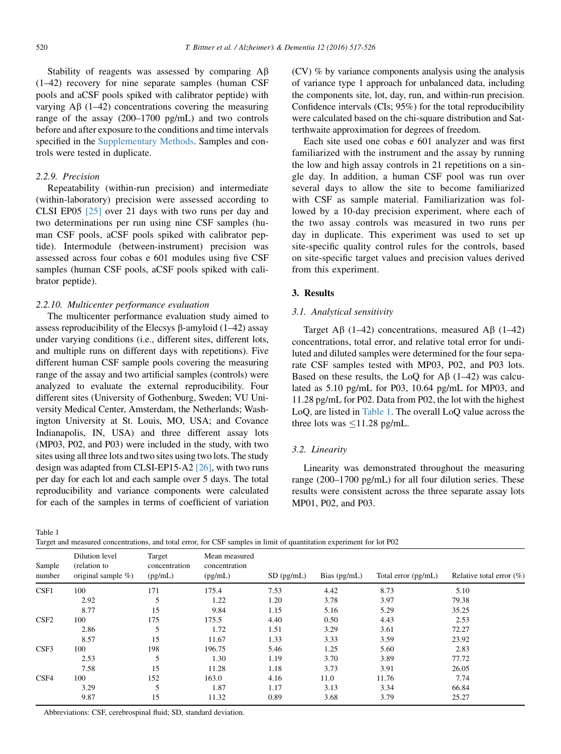Stability of reagents was assessed by comparing Aβ (1–42) recovery for nine separate samples (human CSF pools and aCSF pools spiked with calibrator peptide) with varying Aβ (1–42) concentrations covering the measuring range of the assay (200–1700 pg/mL) and two controls before and after exposure to the conditions and time intervals specified in the Supplementary Methods. Samples and controls were tested in duplicate.

#### 2.2.9. Precision

Repeatability (within-run precision) and intermediate (within-laboratory) precision were assessed according to CLSI EP05 [25] over 21 days with two runs per day and two determinations per run using nine CSF samples (human CSF pools, aCSF pools spiked with calibrator peptide). Intermodule (between-instrument) precision was assessed across four cobas e 601 modules using five CSF samples (human CSF pools, aCSF pools spiked with calibrator peptide).

#### 2.2.10. Multicenter performance evaluation

The multicenter performance evaluation study aimed to assess reproducibility of the Elecsys β-amyloid (1–42) assay under varying conditions (i.e., different sites, different lots, and multiple runs on different days with repetitions). Five different human CSF sample pools covering the measuring range of the assay and two artificial samples (controls) were analyzed to evaluate the external reproducibility. Four different sites (University of Gothenburg, Sweden; VU University Medical Center, Amsterdam, the Netherlands; Washington University at St. Louis, MO, USA; and Covance Indianapolis, IN, USA) and three different assay lots (MP03, P02, and P03) were included in the study, with two sites using all three lots and two sites using two lots. The study design was adapted from CLSI-EP15-A2 [26], with two runs per day for each lot and each sample over 5 days. The total reproducibility and variance components were calculated for each of the samples in terms of coefficient of variation (CV) % by variance components analysis using the analysis of variance type 1 approach for unbalanced data, including the components site, lot, day, run, and within-run precision. Confidence intervals (CIs; 95%) for the total reproducibility were calculated based on the chi-square distribution and Satterthwaite approximation for degrees of freedom.

Each site used one cobas e 601 analyzer and was first familiarized with the instrument and the assay by running the low and high assay controls in 21 repetitions on a single day. In addition, a human CSF pool was run over several days to allow the site to become familiarized with CSF as sample material. Familiarization was followed by a 10-day precision experiment, where each of the two assay controls was measured in two runs per day in duplicate. This experiment was used to set up site-specific quality control rules for the controls, based on site-specific target values and precision values derived from this experiment.

## 3. Results

### 3.1. Analytical sensitivity

Target Aβ (1–42) concentrations, measured Aβ (1–42) concentrations, total error, and relative total error for undiluted and diluted samples were determined for the four separate CSF samples tested with MP03, P02, and P03 lots. Based on these results, the LoQ for Aβ (1–42) was calculated as 5.10 pg/mL for P03, 10.64 pg/mL for MP03, and 11.28 pg/mL for P02. Data from P02, the lot with the highest LoQ, are listed in Table 1. The overall LoQ value across the three lots was ≤11.28 pg/mL.

### 3.2. Linearity

Linearity was demonstrated throughout the measuring range (200–1700 pg/mL) for all four dilution series. These results were consistent across the three separate assay lots MP01, P02, and P03.

Table 1
Target and measured concentrations, and total error, for CSF samples in limit of quantitation experiment for lot P02

| Sample number | Dilution level (relation to original sample %) | Target concentration (pg/mL) | Mean measured concentration (pg/mL) | SD (pg/mL) | Bias (pg/mL) | Total error (pg/mL) | Relative total error (%) |
|---|---|---|---|---|---|---|---|
| CSF1 | 100 | 171 | 175.4 | 7.53 | 4.42 | 8.73 | 5.10 |
| | 2.92 | 5 | 1.22 | 1.20 | 3.78 | 3.97 | 79.38 |
| | 8.77 | 15 | 9.84 | 1.15 | 5.16 | 5.29 | 35.25 |
| CSF2 | 100 | 175 | 175.5 | 4.40 | 0.50 | 4.43 | 2.53 |
| | 2.86 | 5 | 1.72 | 1.51 | 3.29 | 3.61 | 72.27 |
| | 8.57 | 15 | 11.67 | 1.33 | 3.33 | 3.59 | 23.92 |
| CSF3 | 100 | 198 | 196.75 | 5.46 | 1.25 | 5.60 | 2.83 |
| | 2.53 | 5 | 1.30 | 1.19 | 3.70 | 3.89 | 77.72 |
| | 7.58 | 15 | 11.28 | 1.18 | 3.73 | 3.91 | 26.05 |
| CSF4 | 100 | 152 | 163.0 | 4.16 | 11.0 | 11.76 | 7.74 |
| | 3.29 | 5 | 1.87 | 1.17 | 3.13 | 3.34 | 66.84 |
| | 9.87 | 15 | 11.32 | 0.89 | 3.68 | 3.79 | 25.27 |

Abbreviations: CSF, cerebrospinal fluid; SD, standard deviation.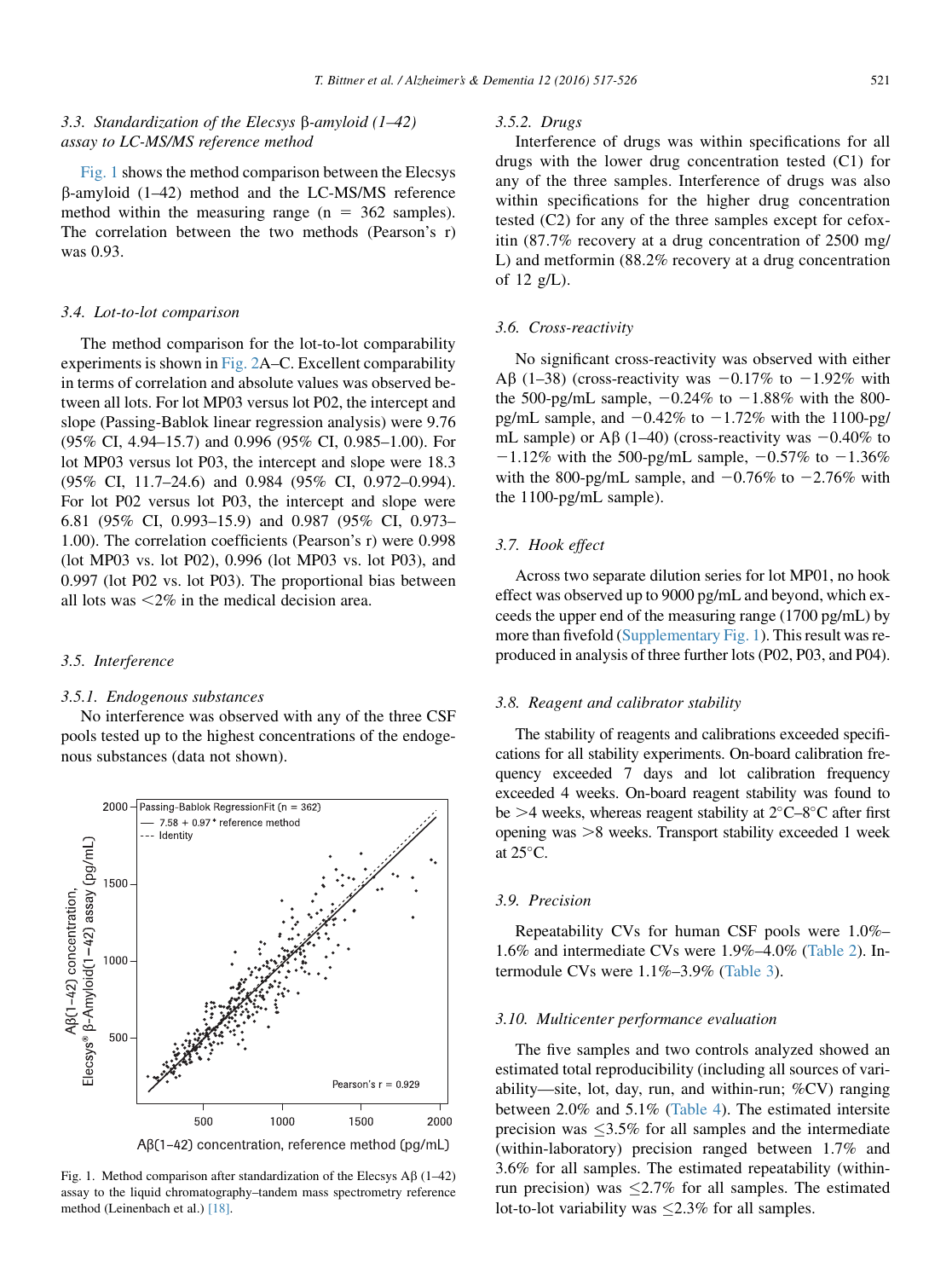### 3.3. Standardization of the Elecsys β-amyloid (1–42) assay to LC-MS/MS reference method

Fig. 1 shows the method comparison between the Elecsys β-amyloid (1–42) method and the LC-MS/MS reference method within the measuring range (n = 362 samples). The correlation between the two methods (Pearson's r) was 0.93.

### 3.4. Lot-to-lot comparison

The method comparison for the lot-to-lot comparability experiments is shown in Fig. 2A–C. Excellent comparability in terms of correlation and absolute values was observed between all lots. For lot MP03 versus lot P02, the intercept and slope (Passing-Bablok linear regression analysis) were 9.76 (95% CI, 4.94–15.7) and 0.996 (95% CI, 0.985–1.00). For lot MP03 versus lot P03, the intercept and slope were 18.3 (95% CI, 11.7–24.6) and 0.984 (95% CI, 0.972–0.994). For lot P02 versus lot P03, the intercept and slope were 6.81 (95% CI, 0.993–15.9) and 0.987 (95% CI, 0.973–1.00). The correlation coefficients (Pearson's r) were 0.998 (lot MP03 vs. lot P02), 0.996 (lot MP03 vs. lot P03), and 0.997 (lot P02 vs. lot P03). The proportional bias between all lots was <2% in the medical decision area.

### 3.5. Interference

#### 3.5.1. Endogenous substances

No interference was observed with any of the three CSF pools tested up to the highest concentrations of the endogenous substances (data not shown).

Fig. 1. Method comparison after standardization of the Elecsys Aβ (1–42) assay to the liquid chromatography–tandem mass spectrometry reference method (Leinenbach et al.) [18].

#### 3.5.2. Drugs

Interference of drugs was within specifications for all drugs with the lower drug concentration tested (C1) for any of the three samples. Interference of drugs was also within specifications for the higher drug concentration tested (C2) for any of the three samples except for cefoxitin (87.7% recovery at a drug concentration of 2500 mg/L) and metformin (88.2% recovery at a drug concentration of 12 g/L).

### 3.6. Cross-reactivity

No significant cross-reactivity was observed with either Aβ (1–38) (cross-reactivity was −0.17% to −1.92% with the 500-pg/mL sample, −0.24% to −1.88% with the 800-pg/mL sample, and −0.42% to −1.72% with the 1100-pg/mL sample) or Aβ (1–40) (cross-reactivity was −0.40% to −1.12% with the 500-pg/mL sample, −0.57% to −1.36% with the 800-pg/mL sample, and −0.76% to −2.76% with the 1100-pg/mL sample).

### 3.7. Hook effect

Across two separate dilution series for lot MP01, no hook effect was observed up to 9000 pg/mL and beyond, which exceeds the upper end of the measuring range (1700 pg/mL) by more than fivefold (Supplementary Fig. 1). This result was reproduced in analysis of three further lots (P02, P03, and P04).

### 3.8. Reagent and calibrator stability

The stability of reagents and calibrations exceeded specifications for all stability experiments. On-board calibration frequency exceeded 7 days and lot calibration frequency exceeded 4 weeks. On-board reagent stability was found to be >4 weeks, whereas reagent stability at 2°C–8°C after first opening was >8 weeks. Transport stability exceeded 1 week at 25°C.

### 3.9. Precision

Repeatability CVs for human CSF pools were 1.0%–1.6% and intermediate CVs were 1.9%–4.0% (Table 2). Intermodule CVs were 1.1%–3.9% (Table 3).

### 3.10. Multicenter performance evaluation

The five samples and two controls analyzed showed an estimated total reproducibility (including all sources of variability—site, lot, day, run, and within-run; %CV) ranging between 2.0% and 5.1% (Table 4). The estimated intersite precision was ≤3.5% for all samples and the intermediate (within-laboratory) precision ranged between 1.7% and 3.6% for all samples. The estimated repeatability (within-run precision) was ≤2.7% for all samples. The estimated lot-to-lot variability was ≤2.3% for all samples.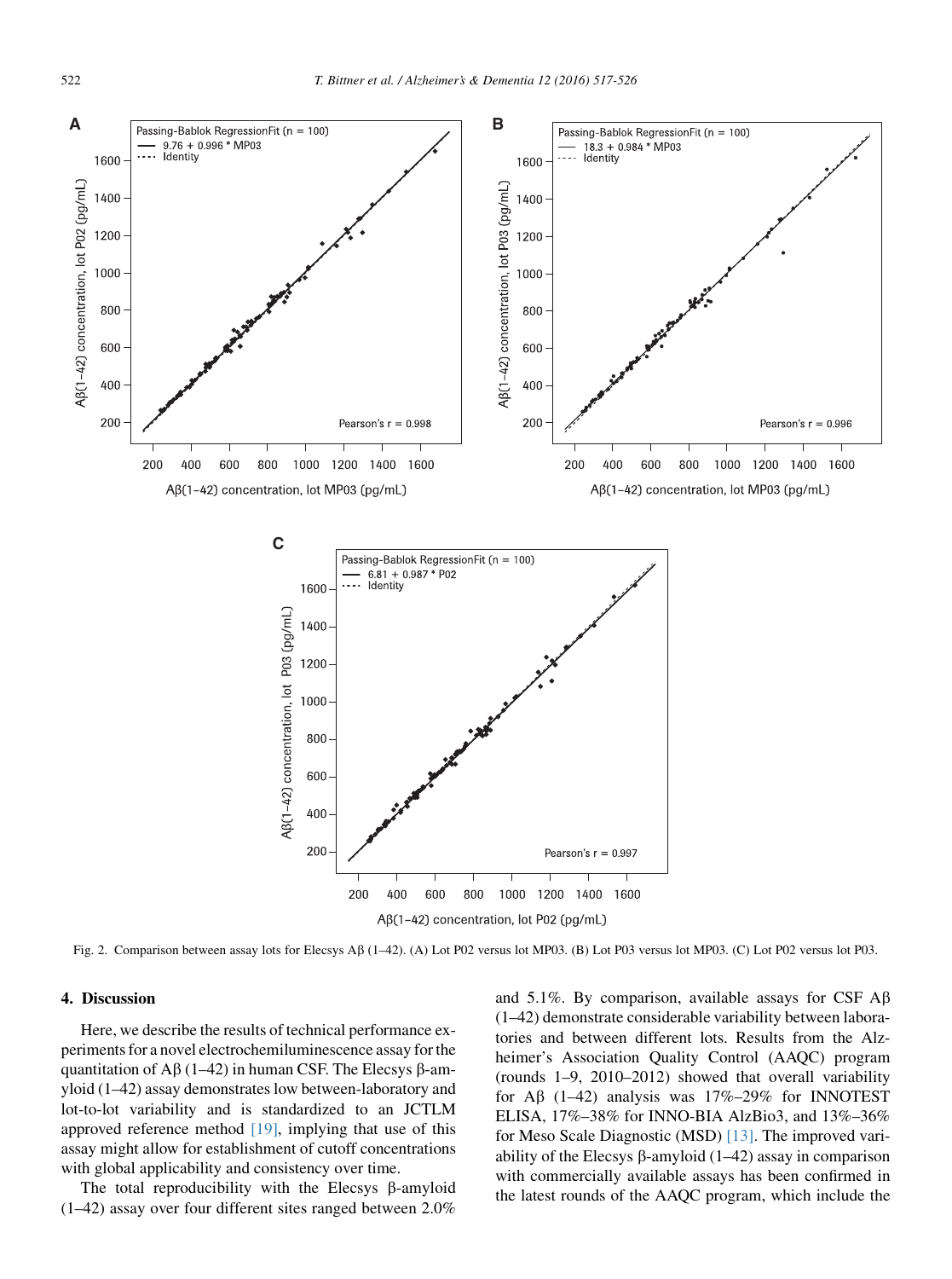Fig. 2. Comparison between assay lots for Elecsys Aβ (1–42). (A) Lot P02 versus lot MP03. (B) Lot P03 versus lot MP03. (C) Lot P02 versus lot P03.

## 4. Discussion

Here, we describe the results of technical performance experiments for a novel electrochemiluminescence assay for the quantitation of Aβ (1–42) in human CSF. The Elecsys β-amyloid (1–42) assay demonstrates low between-laboratory and lot-to-lot variability and is standardized to an JCTLM approved reference method [19], implying that use of this assay might allow for establishment of cutoff concentrations with global applicability and consistency over time.

The total reproducibility with the Elecsys β-amyloid (1–42) assay over four different sites ranged between 2.0% and 5.1%. By comparison, available assays for CSF Aβ (1–42) demonstrate considerable variability between laboratories and between different lots. Results from the Alzheimer's Association Quality Control (AAQC) program (rounds 1–9, 2010–2012) showed that overall variability for Aβ (1–42) analysis was 17%–29% for INNOTEST ELISA, 17%–38% for INNO-BIA AlzBio3, and 13%–36% for Meso Scale Diagnostic (MSD) [13]. The improved variability of the Elecsys β-amyloid (1–42) assay in comparison with commercially available assays has been confirmed in the latest rounds of the AAQC program, which include the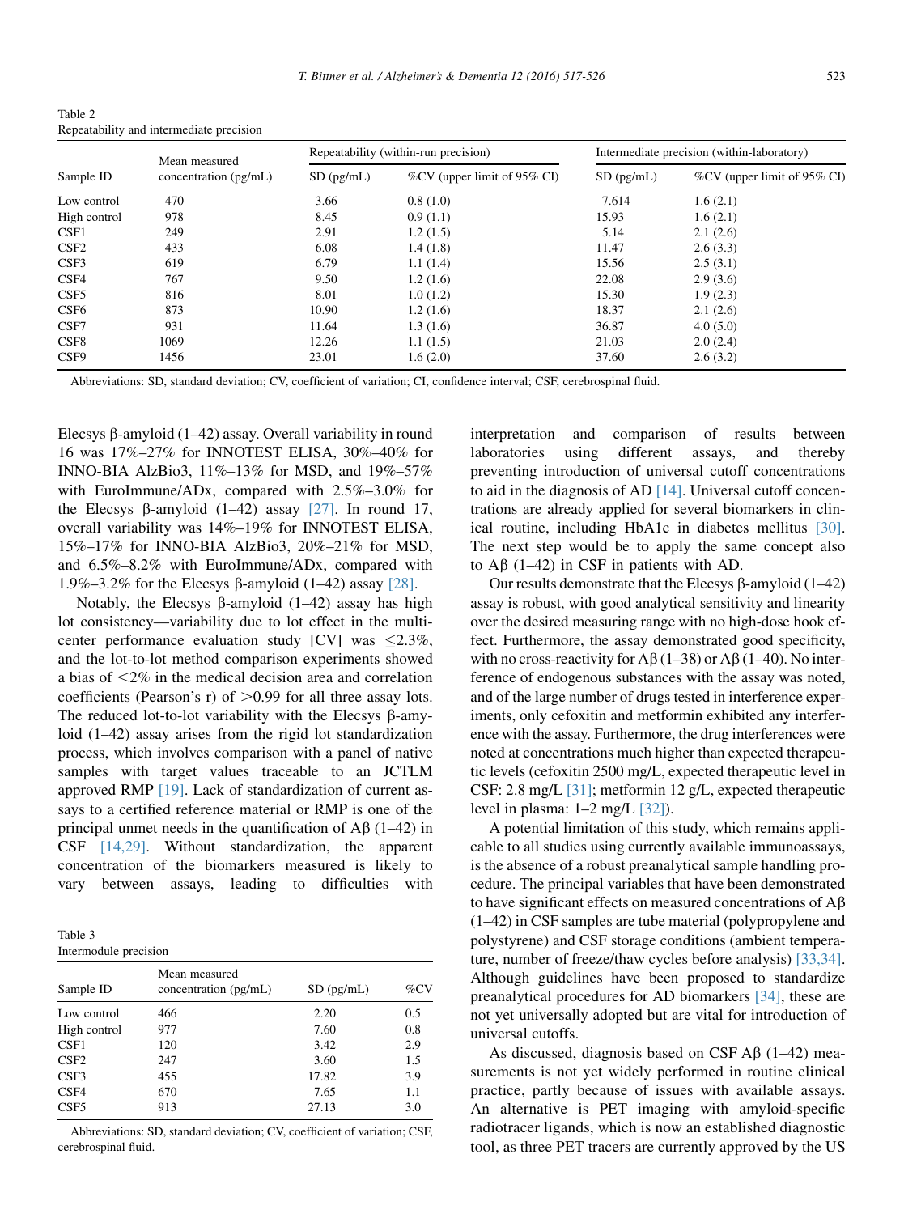Table 2
Repeatability and intermediate precision

| Sample ID | Mean measured concentration (pg/mL) | Repeatability (within-run precision) | | Intermediate precision (within-laboratory) | |
|---|---|---|---|---|---|
| | | SD (pg/mL) | %CV (upper limit of 95% CI) | SD (pg/mL) | %CV (upper limit of 95% CI) |
| Low control | 470 | 3.66 | 0.8 (1.0) | 7.614 | 1.6 (2.1) |
| High control | 978 | 8.45 | 0.9 (1.1) | 15.93 | 1.6 (2.1) |
| CSF1 | 249 | 2.91 | 1.2 (1.5) | 5.14 | 2.1 (2.6) |
| CSF2 | 433 | 6.08 | 1.4 (1.8) | 11.47 | 2.6 (3.3) |
| CSF3 | 619 | 6.79 | 1.1 (1.4) | 15.56 | 2.5 (3.1) |
| CSF4 | 767 | 9.50 | 1.2 (1.6) | 22.08 | 2.9 (3.6) |
| CSF5 | 816 | 8.01 | 1.0 (1.2) | 15.30 | 1.9 (2.3) |
| CSF6 | 873 | 10.90 | 1.2 (1.6) | 18.37 | 2.1 (2.6) |
| CSF7 | 931 | 11.64 | 1.3 (1.6) | 36.87 | 4.0 (5.0) |
| CSF8 | 1069 | 12.26 | 1.1 (1.5) | 21.03 | 2.0 (2.4) |
| CSF9 | 1456 | 23.01 | 1.6 (2.0) | 37.60 | 2.6 (3.2) |

Abbreviations: SD, standard deviation; CV, coefficient of variation; CI, confidence interval; CSF, cerebrospinal fluid.

Elecsys β-amyloid (1–42) assay. Overall variability in round 16 was 17%–27% for INNOTEST ELISA, 30%–40% for INNO-BIA AlzBio3, 11%–13% for MSD, and 19%–57% with EuroImmune/ADx, compared with 2.5%–3.0% for the Elecsys β-amyloid (1–42) assay [27]. In round 17, overall variability was 14%–19% for INNOTEST ELISA, 15%–17% for INNO-BIA AlzBio3, 20%–21% for MSD, and 6.5%–8.2% with EuroImmune/ADx, compared with 1.9%–3.2% for the Elecsys β-amyloid (1–42) assay [28].

Notably, the Elecsys β-amyloid (1–42) assay has high lot consistency—variability due to lot effect in the multicenter performance evaluation study [CV] was ≤2.3%, and the lot-to-lot method comparison experiments showed a bias of <2% in the medical decision area and correlation coefficients (Pearson's r) of >0.99 for all three assay lots. The reduced lot-to-lot variability with the Elecsys β-amyloid (1–42) assay arises from the rigid lot standardization process, which involves comparison with a panel of native samples with target values traceable to an JCTLM approved RMP [19]. Lack of standardization of current assays to a certified reference material or RMP is one of the principal unmet needs in the quantification of Aβ (1–42) in CSF [14,29]. Without standardization, the apparent concentration of the biomarkers measured is likely to vary between assays, leading to difficulties with interpretation and comparison of results between laboratories using different assays, and thereby preventing introduction of universal cutoff concentrations to aid in the diagnosis of AD [14]. Universal cutoff concentrations are already applied for several biomarkers in clinical routine, including HbA1c in diabetes mellitus [30]. The next step would be to apply the same concept also to Aβ (1–42) in CSF in patients with AD.

Table 3
Intermodule precision

| Sample ID | Mean measured concentration (pg/mL) | SD (pg/mL) | %CV |
|---|---|---|---|
| Low control | 466 | 2.20 | 0.5 |
| High control | 977 | 7.60 | 0.8 |
| CSF1 | 120 | 3.42 | 2.9 |
| CSF2 | 247 | 3.60 | 1.5 |
| CSF3 | 455 | 17.82 | 3.9 |
| CSF4 | 670 | 7.65 | 1.1 |
| CSF5 | 913 | 27.13 | 3.0 |

Abbreviations: SD, standard deviation; CV, coefficient of variation; CSF, cerebrospinal fluid.

Our results demonstrate that the Elecsys β-amyloid (1–42) assay is robust, with good analytical sensitivity and linearity over the desired measuring range with no high-dose hook effect. Furthermore, the assay demonstrated good specificity, with no cross-reactivity for Aβ (1–38) or Aβ (1–40). No interference of endogenous substances with the assay was noted, and of the large number of drugs tested in interference experiments, only cefoxitin and metformin exhibited any interference with the assay. Furthermore, the drug interferences were noted at concentrations much higher than expected therapeutic levels (cefoxitin 2500 mg/L, expected therapeutic level in CSF: 2.8 mg/L [31]; metformin 12 g/L, expected therapeutic level in plasma: 1–2 mg/L [32]).

A potential limitation of this study, which remains applicable to all studies using currently available immunoassays, is the absence of a robust preanalytical sample handling procedure. The principal variables that have been demonstrated to have significant effects on measured concentrations of Aβ (1–42) in CSF samples are tube material (polypropylene and polystyrene) and CSF storage conditions (ambient temperature, number of freeze/thaw cycles before analysis) [33,34]. Although guidelines have been proposed to standardize preanalytical procedures for AD biomarkers [34], these are not yet universally adopted but are vital for introduction of universal cutoffs.

As discussed, diagnosis based on CSF Aβ (1–42) measurements is not yet widely performed in routine clinical practice, partly because of issues with available assays. An alternative is PET imaging with amyloid-specific radiotracer ligands, which is now an established diagnostic tool, as three PET tracers are currently approved by the US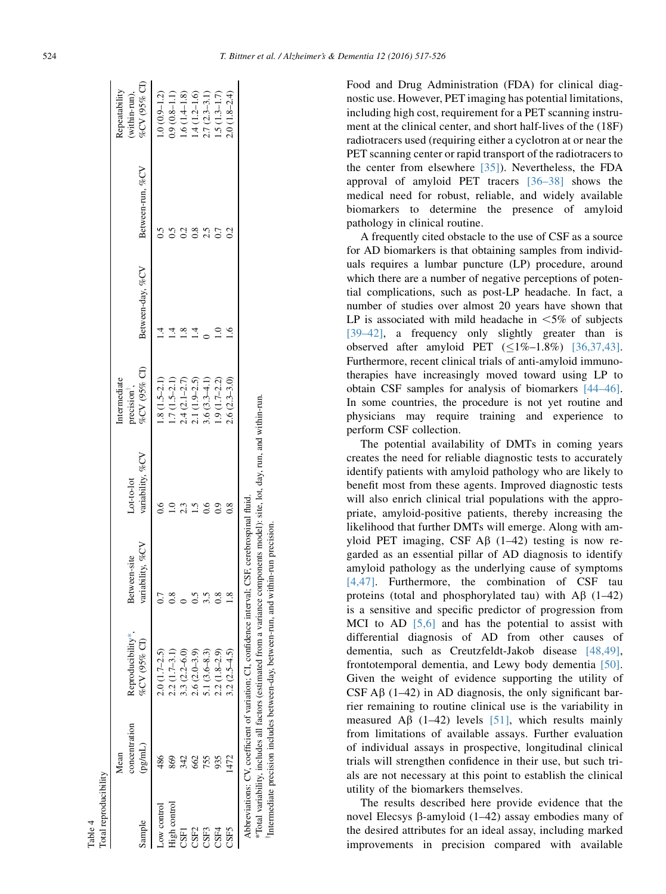Table 4
Total reproducibility

| Sample | Mean concentration (pg/mL) | Reproducibility*, %CV (95% CI) | Between-site variability, %CV | Lot-to-lot variability, %CV | Intermediate precision†, %CV (95% CI) | Between-day, %CV | Between-run, %CV | Repeatability (within-run), %CV (95% CI) |
|---|---|---|---|---|---|---|---|---|
| Low control | 486 | 2.0 (1.7–2.5) | 0.7 | 0.6 | 1.8 (1.5–2.1) | 1.4 | 0.5 | 1.0 (0.9–1.2) |
| High control | 869 | 2.2 (1.7–3.1) | 0.8 | 1.0 | 1.7 (1.5–2.1) | 1.4 | 0.5 | 0.9 (0.8–1.1) |
| CSF1 | 342 | 3.3 (2.2–6.0) | 0 | 2.3 | 2.4 (2.1–2.7) | 1.8 | 0.2 | 1.6 (1.4–1.8) |
| CSF2 | 662 | 2.6 (2.0–3.9) | 0.5 | 1.5 | 2.1 (1.9–2.5) | 1.4 | 0.8 | 1.4 (1.2–1.6) |
| CSF3 | 755 | 5.1 (3.6–8.3) | 3.5 | 0.6 | 3.6 (3.3–4.1) | 0 | 2.5 | 2.7 (2.3–3.1) |
| CSF4 | 935 | 2.2 (1.8–2.9) | 0.8 | 0.9 | 1.9 (1.7–2.2) | 1.0 | 0.7 | 1.5 (1.3–1.7) |
| CSF5 | 1472 | 3.2 (2.5–4.5) | 1.8 | 0.8 | 2.6 (2.3–3.0) | 1.6 | 0.2 | 2.0 (1.8–2.4) |

Abbreviations: CV, coefficient of variation; CI, confidence interval; CSF, cerebrospinal fluid.
*Total variability, includes all factors (estimated from a variance components model): site, lot, day, run, and within-run.
†Intermediate precision includes between-day, between-run, and within-run precision.

Food and Drug Administration (FDA) for clinical diagnostic use. However, PET imaging has potential limitations, including high cost, requirement for a PET scanning instrument at the clinical center, and short half-lives of the (18F) radiotracers used (requiring either a cyclotron at or near the PET scanning center or rapid transport of the radiotracers to the center from elsewhere [35]). Nevertheless, the FDA approval of amyloid PET tracers [36–38] shows the medical need for robust, reliable, and widely available biomarkers to determine the presence of amyloid pathology in clinical routine.

A frequently cited obstacle to the use of CSF as a source for AD biomarkers is that obtaining samples from individuals requires a lumbar puncture (LP) procedure, around which there are a number of negative perceptions of potential complications, such as post-LP headache. In fact, a number of studies over almost 20 years have shown that LP is associated with mild headache in <5% of subjects [39–42], a frequency only slightly greater than is observed after amyloid PET (≤1%–1.8%) [36,37,43]. Furthermore, recent clinical trials of anti-amyloid immunotherapies have increasingly moved toward using LP to obtain CSF samples for analysis of biomarkers [44–46]. In some countries, the procedure is not yet routine and physicians may require training and experience to perform CSF collection.

The potential availability of DMTs in coming years creates the need for reliable diagnostic tests to accurately identify patients with amyloid pathology who are likely to benefit most from these agents. Improved diagnostic tests will also enrich clinical trial populations with the appropriate, amyloid-positive patients, thereby increasing the likelihood that further DMTs will emerge. Along with amyloid PET imaging, CSF Aβ (1–42) testing is now regarded as an essential pillar of AD diagnosis to identify amyloid pathology as the underlying cause of symptoms [4,47]. Furthermore, the combination of CSF tau proteins (total and phosphorylated tau) with Aβ (1–42) is a sensitive and specific predictor of progression from MCI to AD [5,6] and has the potential to assist with differential diagnosis of AD from other causes of dementia, such as Creutzfeldt-Jakob disease [48,49], frontotemporal dementia, and Lewy body dementia [50]. Given the weight of evidence supporting the utility of CSF Aβ (1–42) in AD diagnosis, the only significant barrier remaining to routine clinical use is the variability in measured Aβ (1–42) levels [51], which results mainly from limitations of available assays. Further evaluation of individual assays in prospective, longitudinal clinical trials will strengthen confidence in their use, but such trials are not necessary at this point to establish the clinical utility of the biomarkers themselves.

The results described here provide evidence that the novel Elecsys β-amyloid (1–42) assay embodies many of the desired attributes for an ideal assay, including marked improvements in precision compared with available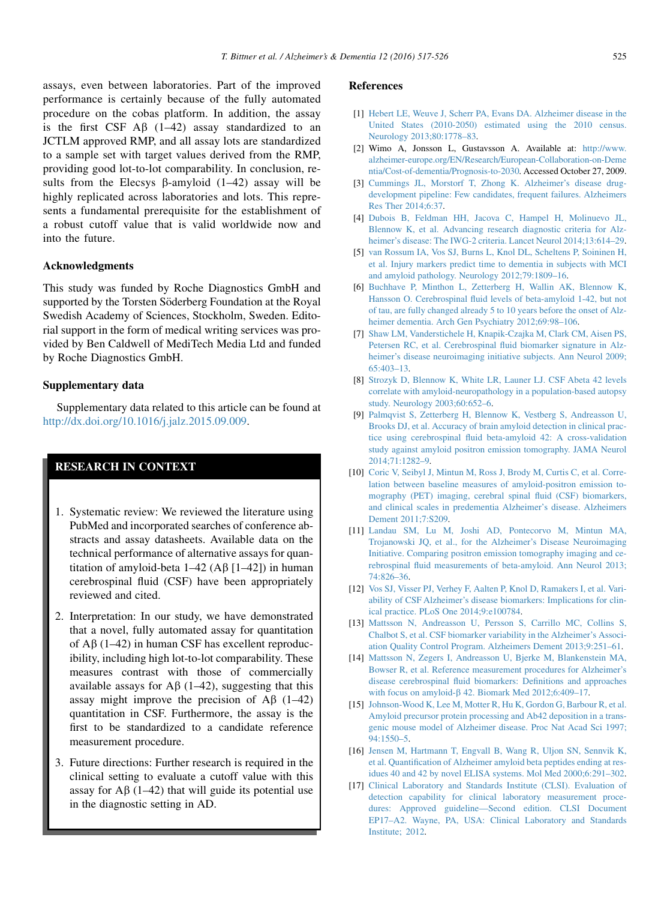assays, even between laboratories. Part of the improved performance is certainly because of the fully automated procedure on the cobas platform. In addition, the assay is the first CSF Aβ (1–42) assay standardized to an JCTLM approved RMP, and all assay lots are standardized to a sample set with target values derived from the RMP, providing good lot-to-lot comparability. In conclusion, results from the Elecsys β-amyloid (1–42) assay will be highly replicated across laboratories and lots. This represents a fundamental prerequisite for the establishment of a robust cutoff value that is valid worldwide now and into the future.

## Acknowledgments

This study was funded by Roche Diagnostics GmbH and supported by the Torsten Söderberg Foundation at the Royal Swedish Academy of Sciences, Stockholm, Sweden. Editorial support in the form of medical writing services was provided by Ben Caldwell of MediTech Media Ltd and funded by Roche Diagnostics GmbH.

## Supplementary data

Supplementary data related to this article can be found at http://dx.doi.org/10.1016/j.jalz.2015.09.009.

## RESEARCH IN CONTEXT

1. Systematic review: We reviewed the literature using PubMed and incorporated searches of conference abstracts and assay datasheets. Available data on the technical performance of alternative assays for quantitation of amyloid-beta 1–42 (Aβ [1–42]) in human cerebrospinal fluid (CSF) have been appropriately reviewed and cited.
2. Interpretation: In our study, we have demonstrated that a novel, fully automated assay for quantitation of Aβ (1–42) in human CSF has excellent reproducibility, including high lot-to-lot comparability. These measures contrast with those of commercially available assays for Aβ (1–42), suggesting that this assay might improve the precision of Aβ (1–42) quantitation in CSF. Furthermore, the assay is the first to be standardized to a candidate reference measurement procedure.
3. Future directions: Further research is required in the clinical setting to evaluate a cutoff value with this assay for Aβ (1–42) that will guide its potential use in the diagnostic setting in AD.

## References

[1] Hebert LE, Weuve J, Scherr PA, Evans DA. Alzheimer disease in the United States (2010-2050) estimated using the 2010 census. Neurology 2013;80:1778–83.

[2] Wimo A, Jonsson L, Gustavsson A. Available at: http://www.alzheimer-europe.org/EN/Research/European-Collaboration-on-Dementia/Cost-of-dementia/Prognosis-to-2030. Accessed October 27, 2009.

[3] Cummings JL, Morstorf T, Zhong K. Alzheimer's disease drug-development pipeline: Few candidates, frequent failures. Alzheimers Res Ther 2014;6:37.

[4] Dubois B, Feldman HH, Jacova C, Hampel H, Molinuevo JL, Blennow K, et al. Advancing research diagnostic criteria for Alzheimer's disease: The IWG-2 criteria. Lancet Neurol 2014;13:614–29.

[5] van Rossum IA, Vos SJ, Burns L, Knol DL, Scheltens P, Soininen H, et al. Injury markers predict time to dementia in subjects with MCI and amyloid pathology. Neurology 2012;79:1809–16.

[6] Buchhave P, Minthon L, Zetterberg H, Wallin AK, Blennow K, Hansson O. Cerebrospinal fluid levels of beta-amyloid 1-42, but not of tau, are fully changed already 5 to 10 years before the onset of Alzheimer dementia. Arch Gen Psychiatry 2012;69:98–106.

[7] Shaw LM, Vanderstichele H, Knapik-Czajka M, Clark CM, Aisen PS, Petersen RC, et al. Cerebrospinal fluid biomarker signature in Alzheimer's disease neuroimaging initiative subjects. Ann Neurol 2009;65:403–13.

[8] Strozyk D, Blennow K, White LR, Launer LJ. CSF Abeta 42 levels correlate with amyloid-neuropathology in a population-based autopsy study. Neurology 2003;60:652–6.

[9] Palmqvist S, Zetterberg H, Blennow K, Vestberg S, Andreasson U, Brooks DJ, et al. Accuracy of brain amyloid detection in clinical practice using cerebrospinal fluid beta-amyloid 42: A cross-validation study against amyloid positron emission tomography. JAMA Neurol 2014;71:1282–9.

[10] Coric V, Seibyl J, Mintun M, Ross J, Brody M, Curtis C, et al. Correlation between baseline measures of amyloid-positron emission tomography (PET) imaging, cerebral spinal fluid (CSF) biomarkers, and clinical scales in predementia Alzheimer's disease. Alzheimers Dement 2011;7:S209.

[11] Landau SM, Lu M, Joshi AD, Pontecorvo M, Mintun MA, Trojanowski JQ, et al., for the Alzheimer's Disease Neuroimaging Initiative. Comparing positron emission tomography imaging and cerebrospinal fluid measurements of beta-amyloid. Ann Neurol 2013;74:826–36.

[12] Vos SJ, Visser PJ, Verhey F, Aalten P, Knol D, Ramakers I, et al. Variability of CSF Alzheimer's disease biomarkers: Implications for clinical practice. PLoS One 2014;9:e100784.

[13] Mattsson N, Andreasson U, Persson S, Carrillo MC, Collins S, Chalbot S, et al. CSF biomarker variability in the Alzheimer's Association Quality Control Program. Alzheimers Dement 2013;9:251–61.

[14] Mattsson N, Zegers I, Andreasson U, Bjerke M, Blankenstein MA, Bowser R, et al. Reference measurement procedures for Alzheimer's disease cerebrospinal fluid biomarkers: Definitions and approaches with focus on amyloid-β 42. Biomark Med 2012;6:409–17.

[15] Johnson-Wood K, Lee M, Motter R, Hu K, Gordon G, Barbour R, et al. Amyloid precursor protein processing and Ab42 deposition in a transgenic mouse model of Alzheimer disease. Proc Nat Acad Sci 1997;94:1550–5.

[16] Jensen M, Hartmann T, Engvall B, Wang R, Uljon SN, Sennvik K, et al. Quantification of Alzheimer amyloid beta peptides ending at residues 40 and 42 by novel ELISA systems. Mol Med 2000;6:291–302.

[17] Clinical Laboratory and Standards Institute (CLSI). Evaluation of detection capability for clinical laboratory measurement procedures: Approved guideline—Second edition. CLSI Document EP17–A2. Wayne, PA, USA: Clinical Laboratory and Standards Institute; 2012.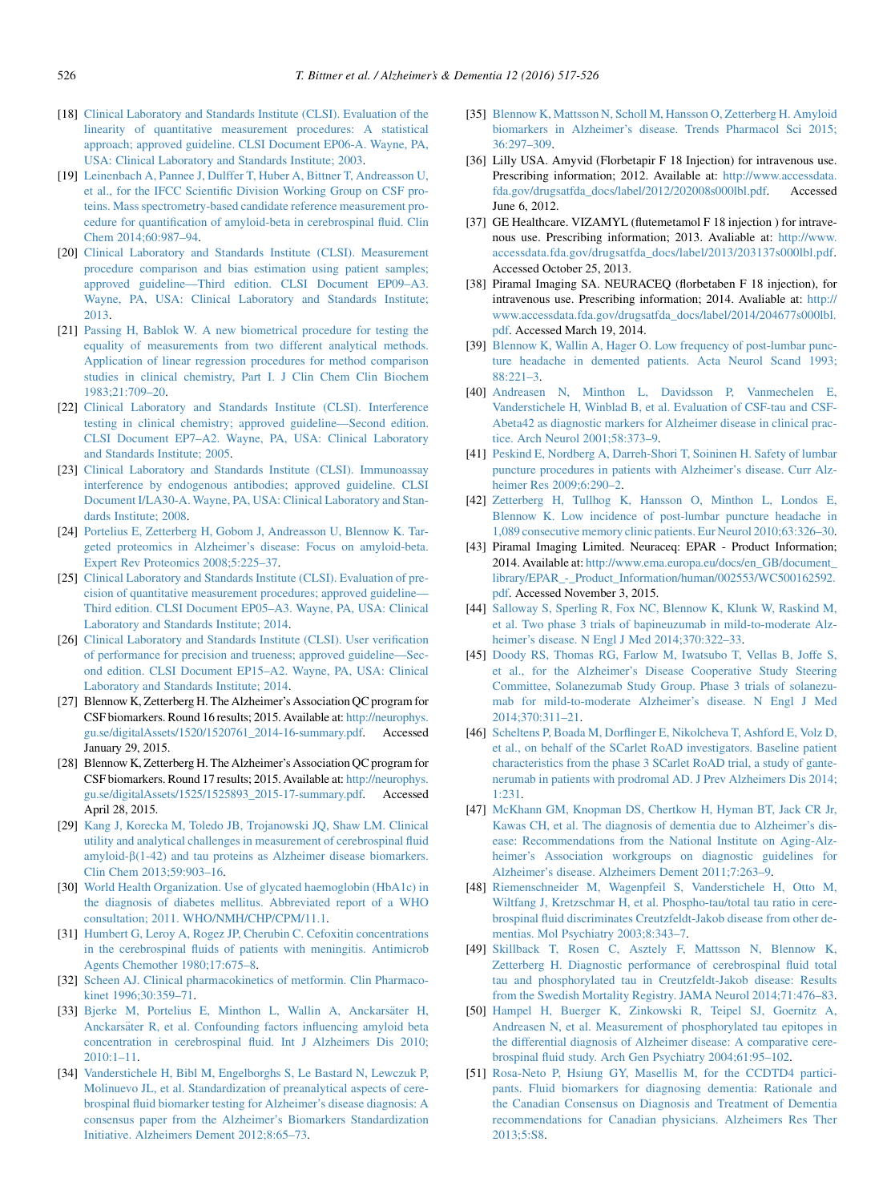[18] Clinical Laboratory and Standards Institute (CLSI). Evaluation of the linearity of quantitative measurement procedures: A statistical approach; approved guideline. CLSI Document EP06-A. Wayne, PA, USA: Clinical Laboratory and Standards Institute; 2003.

[19] Leinenbach A, Pannee J, Dulffer T, Huber A, Bittner T, Andreasson U, et al., for the IFCC Scientific Division Working Group on CSF proteins. Mass spectrometry-based candidate reference measurement procedure for quantification of amyloid-beta in cerebrospinal fluid. Clin Chem 2014;60:987–94.

[20] Clinical Laboratory and Standards Institute (CLSI). Measurement procedure comparison and bias estimation using patient samples; approved guideline—Third edition. CLSI Document EP09–A3. Wayne, PA, USA: Clinical Laboratory and Standards Institute; 2013.

[21] Passing H, Bablok W. A new biometrical procedure for testing the equality of measurements from two different analytical methods. Application of linear regression procedures for method comparison studies in clinical chemistry, Part I. J Clin Chem Clin Biochem 1983;21:709–20.

[22] Clinical Laboratory and Standards Institute (CLSI). Interference testing in clinical chemistry; approved guideline—Second edition. CLSI Document EP7–A2. Wayne, PA, USA: Clinical Laboratory and Standards Institute; 2005.

[23] Clinical Laboratory and Standards Institute (CLSI). Immunoassay interference by endogenous antibodies; approved guideline. CLSI Document I/LA30-A. Wayne, PA, USA: Clinical Laboratory and Standards Institute; 2008.

[24] Portelius E, Zetterberg H, Gobom J, Andreasson U, Blennow K. Targeted proteomics in Alzheimer's disease: Focus on amyloid-beta. Expert Rev Proteomics 2008;5:225–37.

[25] Clinical Laboratory and Standards Institute (CLSI). Evaluation of precision of quantitative measurement procedures; approved guideline—Third edition. CLSI Document EP05–A3. Wayne, PA, USA: Clinical Laboratory and Standards Institute; 2014.

[26] Clinical Laboratory and Standards Institute (CLSI). User verification of performance for precision and trueness; approved guideline—Second edition. CLSI Document EP15–A2. Wayne, PA, USA: Clinical Laboratory and Standards Institute; 2014.

[27] Blennow K, Zetterberg H. The Alzheimer's Association QC program for CSF biomarkers. Round 16 results; 2015. Available at: http://neurophys.gu.se/digitalAssets/1520/1520761_2014-16-summary.pdf. Accessed January 29, 2015.

[28] Blennow K, Zetterberg H. The Alzheimer's Association QC program for CSF biomarkers. Round 17 results; 2015. Available at: http://neurophys.gu.se/digitalAssets/1525/1525893_2015-17-summary.pdf. Accessed April 28, 2015.

[29] Kang J, Korecka M, Toledo JB, Trojanowski JQ, Shaw LM. Clinical utility and analytical challenges in measurement of cerebrospinal fluid amyloid-β(1-42) and tau proteins as Alzheimer disease biomarkers. Clin Chem 2013;59:903–16.

[30] World Health Organization. Use of glycated haemoglobin (HbA1c) in the diagnosis of diabetes mellitus. Abbreviated report of a WHO consultation; 2011. WHO/NMH/CHP/CPM/11.1.

[31] Humbert G, Leroy A, Rogez JP, Cherubin C. Cefoxitin concentrations in the cerebrospinal fluids of patients with meningitis. Antimicrob Agents Chemother 1980;17:675–8.

[32] Scheen AJ. Clinical pharmacokinetics of metformin. Clin Pharmacokinet 1996;30:359–71.

[33] Bjerke M, Portelius E, Minthon L, Wallin A, Anckarsäter H, Anckarsäter R, et al. Confounding factors influencing amyloid beta concentration in cerebrospinal fluid. Int J Alzheimers Dis 2010;2010:1–11.

[34] Vanderstichele H, Bibl M, Engelborghs S, Le Bastard N, Lewczuk P, Molinuevo JL, et al. Standardization of preanalytical aspects of cerebrospinal fluid biomarker testing for Alzheimer's disease diagnosis: A consensus paper from the Alzheimer's Biomarkers Standardization Initiative. Alzheimers Dement 2012;8:65–73.

[35] Blennow K, Mattsson N, Scholl M, Hansson O, Zetterberg H. Amyloid biomarkers in Alzheimer's disease. Trends Pharmacol Sci 2015;36:297–309.

[36] Lilly USA. Amyvid (Florbetapir F 18 Injection) for intravenous use. Prescribing information; 2012. Available at: http://www.accessdata.fda.gov/drugsatfda_docs/label/2012/202008s000lbl.pdf. Accessed June 6, 2012.

[37] GE Healthcare. VIZAMYL (flutemetamol F 18 injection ) for intravenous use. Prescribing information; 2013. Avaliable at: http://www.accessdata.fda.gov/drugsatfda_docs/label/2013/203137s000lbl.pdf. Accessed October 25, 2013.

[38] Piramal Imaging SA. NEURACEQ (florbetaben F 18 injection), for intravenous use. Prescribing information; 2014. Avaliable at: http://www.accessdata.fda.gov/drugsatfda_docs/label/2014/204677s000lbl.pdf. Accessed March 19, 2014.

[39] Blennow K, Wallin A, Hager O. Low frequency of post-lumbar puncture headache in demented patients. Acta Neurol Scand 1993;88:221–3.

[40] Andreasen N, Minthon L, Davidsson P, Vanmechelen E, Vanderstichele H, Winblad B, et al. Evaluation of CSF-tau and CSF-Abeta42 as diagnostic markers for Alzheimer disease in clinical practice. Arch Neurol 2001;58:373–9.

[41] Peskind E, Nordberg A, Darreh-Shori T, Soininen H. Safety of lumbar puncture procedures in patients with Alzheimer's disease. Curr Alzheimer Res 2009;6:290–2.

[42] Zetterberg H, Tullhog K, Hansson O, Minthon L, Londos E, Blennow K. Low incidence of post-lumbar puncture headache in 1,089 consecutive memory clinic patients. Eur Neurol 2010;63:326–30.

[43] Piramal Imaging Limited. Neuraceq: EPAR - Product Information; 2014. Available at: http://www.ema.europa.eu/docs/en_GB/document_library/EPAR_-_Product_Information/human/002553/WC500162592.pdf. Accessed November 3, 2015.

[44] Salloway S, Sperling R, Fox NC, Blennow K, Klunk W, Raskind M, et al. Two phase 3 trials of bapineuzumab in mild-to-moderate Alzheimer's disease. N Engl J Med 2014;370:322–33.

[45] Doody RS, Thomas RG, Farlow M, Iwatsubo T, Vellas B, Joffe S, et al., for the Alzheimer's Disease Cooperative Study Steering Committee, Solanezumab Study Group. Phase 3 trials of solanezumab for mild-to-moderate Alzheimer's disease. N Engl J Med 2014;370:311–21.

[46] Scheltens P, Boada M, Dorflinger E, Nikolcheva T, Ashford E, Volz D, et al., on behalf of the SCarlet RoAD investigators. Baseline patient characteristics from the phase 3 SCarlet RoAD trial, a study of gantenerumab in patients with prodromal AD. J Prev Alzheimers Dis 2014;1:231.

[47] McKhann GM, Knopman DS, Chertkow H, Hyman BT, Jack CR Jr, Kawas CH, et al. The diagnosis of dementia due to Alzheimer's disease: Recommendations from the National Institute on Aging-Alzheimer's Association workgroups on diagnostic guidelines for Alzheimer's disease. Alzheimers Dement 2011;7:263–9.

[48] Riemenschneider M, Wagenpfeil S, Vanderstichele H, Otto M, Wiltfang J, Kretzschmar H, et al. Phospho-tau/total tau ratio in cerebrospinal fluid discriminates Creutzfeldt-Jakob disease from other dementias. Mol Psychiatry 2003;8:343–7.

[49] Skillback T, Rosen C, Asztely F, Mattsson N, Blennow K, Zetterberg H. Diagnostic performance of cerebrospinal fluid total tau and phosphorylated tau in Creutzfeldt-Jakob disease: Results from the Swedish Mortality Registry. JAMA Neurol 2014;71:476–83.

[50] Hampel H, Buerger K, Zinkowski R, Teipel SJ, Goernitz A, Andreasen N, et al. Measurement of phosphorylated tau epitopes in the differential diagnosis of Alzheimer disease: A comparative cerebrospinal fluid study. Arch Gen Psychiatry 2004;61:95–102.

[51] Rosa-Neto P, Hsiung GY, Masellis M, for the CCDTD4 participants. Fluid biomarkers for diagnosing dementia: Rationale and the Canadian Consensus on Diagnosis and Treatment of Dementia recommendations for Canadian physicians. Alzheimers Res Ther 2013;5:S8.